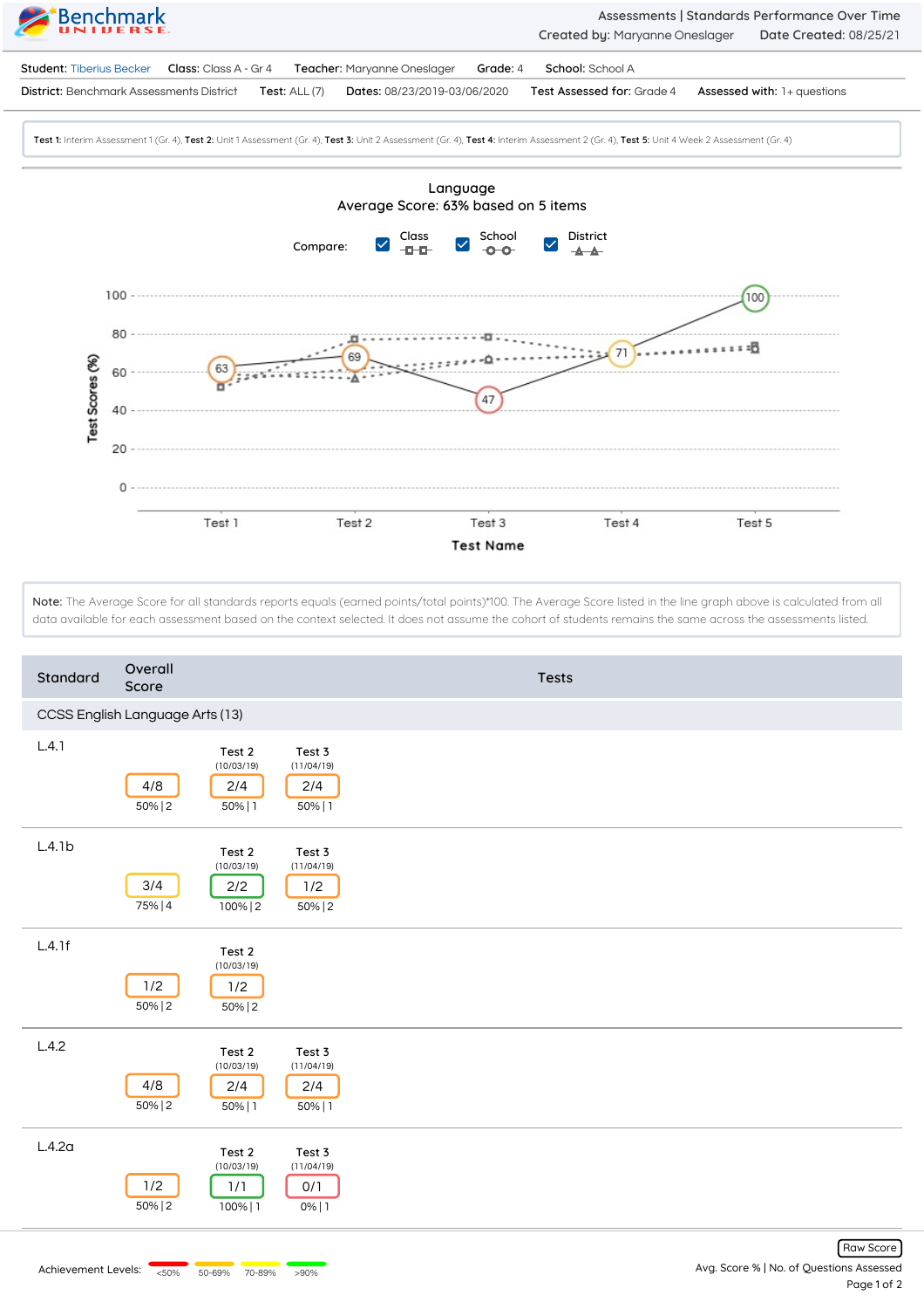Assessments | Standards Performance Over Time
Created by: Maryanne Oneslager Date Created: 08/25/21

**Student:** Tiberius Becker **Class:** Class A - Gr 4 **Teacher:** Maryanne Oneslager **Grade:** 4 **School:** School A

**District:** Benchmark Assessments District **Test:** ALL (7) **Dates:** 08/23/2019-03/06/2020 **Test Assessed for:** Grade 4 **Assessed with:** 1+ questions

**Test 1:** Interim Assessment 1 (Gr. 4), **Test 2:** Unit 1 Assessment (Gr. 4), **Test 3:** Unit 2 Assessment (Gr. 4), **Test 4:** Interim Assessment 2 (Gr. 4), **Test 5:** Unit 4 Week 2 Assessment (Gr. 4)

## Language
Average Score: 63% based on 5 items

Compare: Class, School, District

| Test Name | Test 1 | Test 2 | Test 3 | Test 4 | Test 5 |
|---|---|---|---|---|---|
| Test Scores (%) | 63 | 69 | 47 | 71 | 100 |

**Note:** The Average Score for all standards reports equals (earned points/total points)*100. The Average Score listed in the line graph above is calculated from all data available for each assessment based on the context selected. It does not assume the cohort of students remains the same across the assessments listed.

| Standard | Overall Score | Tests | |
|---|---|---|---|
| **CCSS English Language Arts (13)** | | | |
| | | Test 2 (10/03/19) | Test 3 (11/04/19) |
| L.4.1 | 4/8 — 50% \| 2 | 2/4 — 50% \| 1 | 2/4 — 50% \| 1 |
| L.4.1b | 3/4 — 75% \| 4 | 2/2 — 100% \| 2 | 1/2 — 50% \| 2 |
| L.4.1f | 1/2 — 50% \| 2 | 1/2 — 50% \| 2 | |
| L.4.2 | 4/8 — 50% \| 2 | 2/4 — 50% \| 1 | 2/4 — 50% \| 1 |
| L.4.2a | 1/2 — 50% \| 2 | 1/1 — 100% \| 1 | 0/1 — 0% \| 1 |

Achievement Levels: <50%, 50-69%, 70-89%, >90%

Raw Score
Avg. Score % | No. of Questions Assessed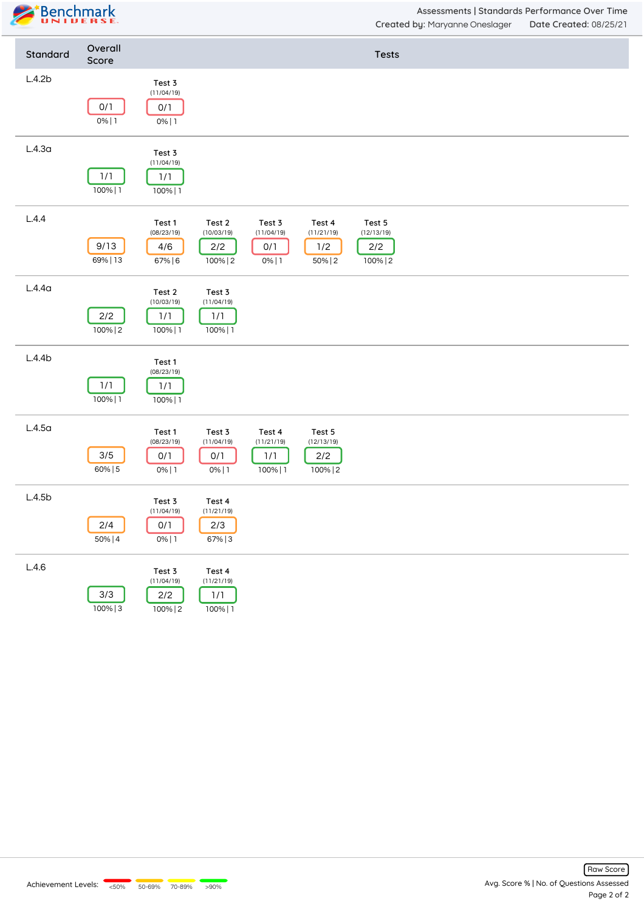| Standard | Overall Score | Tests | | | | |
|---|---|---|---|---|---|---|
| L.4.2b | 0/1<br>0% \| 1 | Test 3 (11/04/19)<br>0/1<br>0% \| 1 | | | | |
| L.4.3a | 1/1<br>100% \| 1 | Test 3 (11/04/19)<br>1/1<br>100% \| 1 | | | | |
| L.4.4 | 9/13<br>69% \| 13 | Test 1 (08/23/19)<br>4/6<br>67% \| 6 | Test 2 (10/03/19)<br>2/2<br>100% \| 2 | Test 3 (11/04/19)<br>0/1<br>0% \| 1 | Test 4 (11/21/19)<br>1/2<br>50% \| 2 | Test 5 (12/13/19)<br>2/2<br>100% \| 2 |
| L.4.4a | 2/2<br>100% \| 2 | Test 2 (10/03/19)<br>1/1<br>100% \| 1 | Test 3 (11/04/19)<br>1/1<br>100% \| 1 | | | |
| L.4.4b | 1/1<br>100% \| 1 | Test 1 (08/23/19)<br>1/1<br>100% \| 1 | | | | |
| L.4.5a | 3/5<br>60% \| 5 | Test 1 (08/23/19)<br>0/1<br>0% \| 1 | Test 3 (11/04/19)<br>0/1<br>0% \| 1 | Test 4 (11/21/19)<br>1/1<br>100% \| 1 | Test 5 (12/13/19)<br>2/2<br>100% \| 2 | |
| L.4.5b | 2/4<br>50% \| 4 | Test 3 (11/04/19)<br>0/1<br>0% \| 1 | Test 4 (11/21/19)<br>2/3<br>67% \| 3 | | | |
| L.4.6 | 3/3<br>100% \| 3 | Test 3 (11/04/19)<br>2/2<br>100% \| 2 | Test 4 (11/21/19)<br>1/1<br>100% \| 1 | | | |

Achievement Levels: <50% 50-69% 70-89% >90%

Raw Score

Avg. Score % | No. of Questions Assessed